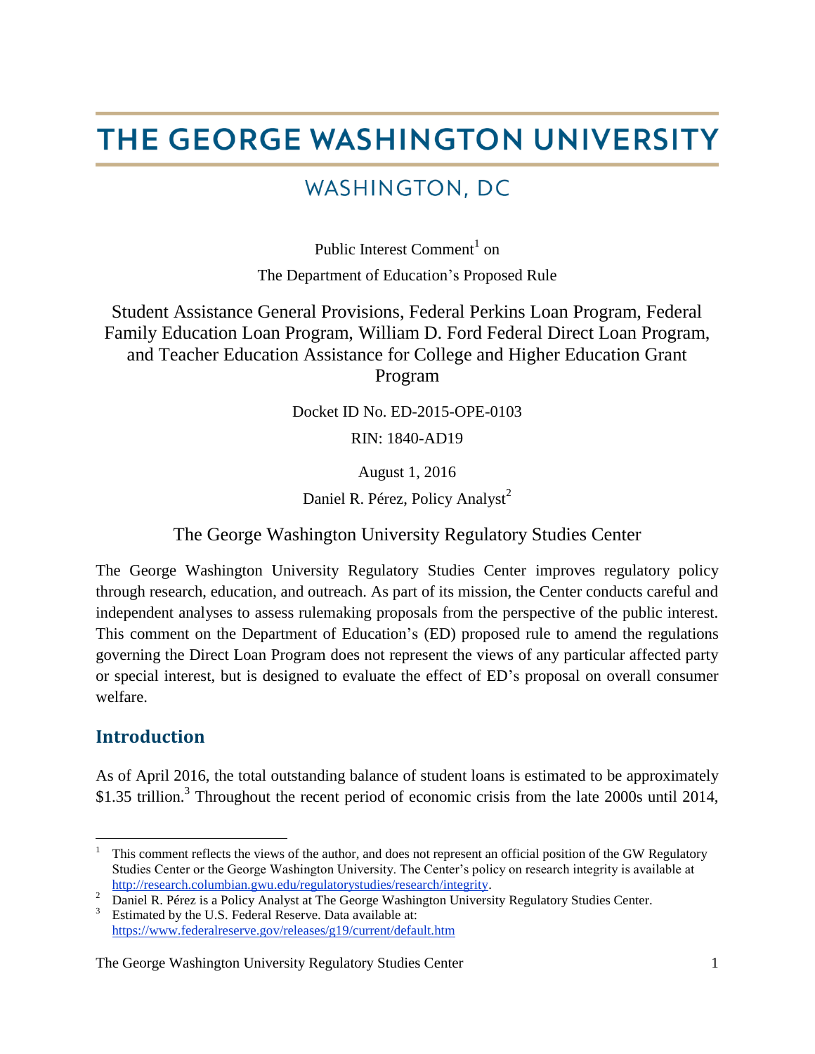# THE GEORGE WASHINGTON UNIVERSITY

## WASHINGTON, DC

Public Interest Comment[1] on

The Department of Education's Proposed Rule

Student Assistance General Provisions, Federal Perkins Loan Program, Federal Family Education Loan Program, William D. Ford Federal Direct Loan Program, and Teacher Education Assistance for College and Higher Education Grant Program

Docket ID No. ED-2015-OPE-0103

RIN: 1840-AD19

August 1, 2016

Daniel R. Pérez, Policy Analyst[2]

The George Washington University Regulatory Studies Center

The George Washington University Regulatory Studies Center improves regulatory policy through research, education, and outreach. As part of its mission, the Center conducts careful and independent analyses to assess rulemaking proposals from the perspective of the public interest. This comment on the Department of Education's (ED) proposed rule to amend the regulations governing the Direct Loan Program does not represent the views of any particular affected party or special interest, but is designed to evaluate the effect of ED's proposal on overall consumer welfare.

## Introduction

As of April 2016, the total outstanding balance of student loans is estimated to be approximately $1.35 trillion.[3] Throughout the recent period of economic crisis from the late 2000s until 2014,

---

[1] This comment reflects the views of the author, and does not represent an official position of the GW Regulatory Studies Center or the George Washington University. The Center's policy on research integrity is available at http://research.columbian.gwu.edu/regulatorystudies/research/integrity.

[2] Daniel R. Pérez is a Policy Analyst at The George Washington University Regulatory Studies Center.

[3] Estimated by the U.S. Federal Reserve. Data available at: https://www.federalreserve.gov/releases/g19/current/default.htm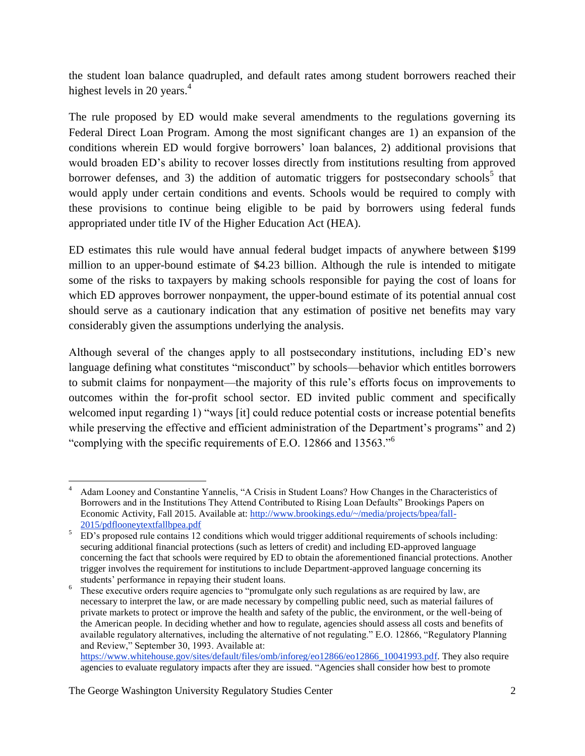the student loan balance quadrupled, and default rates among student borrowers reached their highest levels in 20 years.[4]

The rule proposed by ED would make several amendments to the regulations governing its Federal Direct Loan Program. Among the most significant changes are 1) an expansion of the conditions wherein ED would forgive borrowers' loan balances, 2) additional provisions that would broaden ED's ability to recover losses directly from institutions resulting from approved borrower defenses, and 3) the addition of automatic triggers for postsecondary schools[5] that would apply under certain conditions and events. Schools would be required to comply with these provisions to continue being eligible to be paid by borrowers using federal funds appropriated under title IV of the Higher Education Act (HEA).

ED estimates this rule would have annual federal budget impacts of anywhere between $199 million to an upper-bound estimate of $4.23 billion. Although the rule is intended to mitigate some of the risks to taxpayers by making schools responsible for paying the cost of loans for which ED approves borrower nonpayment, the upper-bound estimate of its potential annual cost should serve as a cautionary indication that any estimation of positive net benefits may vary considerably given the assumptions underlying the analysis.

Although several of the changes apply to all postsecondary institutions, including ED's new language defining what constitutes "misconduct" by schools—behavior which entitles borrowers to submit claims for nonpayment—the majority of this rule's efforts focus on improvements to outcomes within the for-profit school sector. ED invited public comment and specifically welcomed input regarding 1) "ways [it] could reduce potential costs or increase potential benefits while preserving the effective and efficient administration of the Department's programs" and 2) "complying with the specific requirements of E.O. 12866 and 13563."[6]

---

[4] Adam Looney and Constantine Yannelis, "A Crisis in Student Loans? How Changes in the Characteristics of Borrowers and in the Institutions They Attend Contributed to Rising Loan Defaults" Brookings Papers on Economic Activity, Fall 2015. Available at: http://www.brookings.edu/~/media/projects/bpea/fall-2015/pdflooneytextfallbpea.pdf

[5] ED's proposed rule contains 12 conditions which would trigger additional requirements of schools including: securing additional financial protections (such as letters of credit) and including ED-approved language concerning the fact that schools were required by ED to obtain the aforementioned financial protections. Another trigger involves the requirement for institutions to include Department-approved language concerning its students' performance in repaying their student loans.

[6] These executive orders require agencies to "promulgate only such regulations as are required by law, are necessary to interpret the law, or are made necessary by compelling public need, such as material failures of private markets to protect or improve the health and safety of the public, the environment, or the well-being of the American people. In deciding whether and how to regulate, agencies should assess all costs and benefits of available regulatory alternatives, including the alternative of not regulating." E.O. 12866, "Regulatory Planning and Review," September 30, 1993. Available at: https://www.whitehouse.gov/sites/default/files/omb/inforeg/eo12866/eo12866_10041993.pdf. They also require agencies to evaluate regulatory impacts after they are issued. "Agencies shall consider how best to promote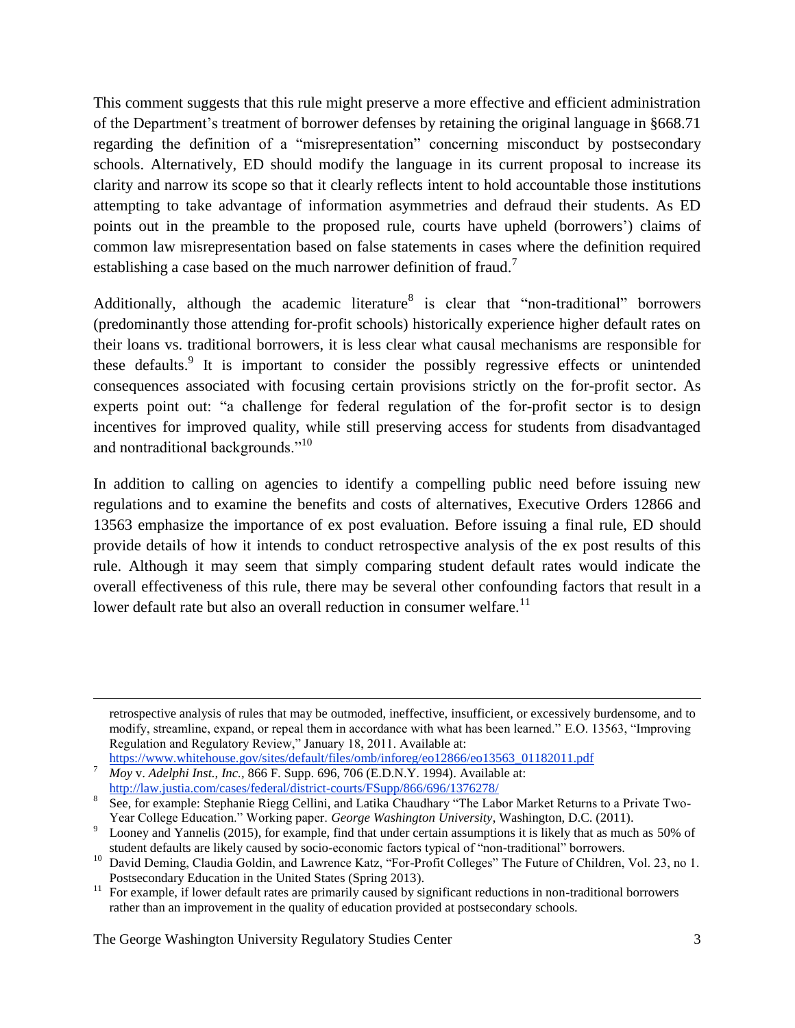This comment suggests that this rule might preserve a more effective and efficient administration of the Department's treatment of borrower defenses by retaining the original language in §668.71 regarding the definition of a "misrepresentation" concerning misconduct by postsecondary schools. Alternatively, ED should modify the language in its current proposal to increase its clarity and narrow its scope so that it clearly reflects intent to hold accountable those institutions attempting to take advantage of information asymmetries and defraud their students. As ED points out in the preamble to the proposed rule, courts have upheld (borrowers') claims of common law misrepresentation based on false statements in cases where the definition required establishing a case based on the much narrower definition of fraud.[7]

Additionally, although the academic literature[8] is clear that "non-traditional" borrowers (predominantly those attending for-profit schools) historically experience higher default rates on their loans vs. traditional borrowers, it is less clear what causal mechanisms are responsible for these defaults.[9] It is important to consider the possibly regressive effects or unintended consequences associated with focusing certain provisions strictly on the for-profit sector. As experts point out: "a challenge for federal regulation of the for-profit sector is to design incentives for improved quality, while still preserving access for students from disadvantaged and nontraditional backgrounds."[10]

In addition to calling on agencies to identify a compelling public need before issuing new regulations and to examine the benefits and costs of alternatives, Executive Orders 12866 and 13563 emphasize the importance of ex post evaluation. Before issuing a final rule, ED should provide details of how it intends to conduct retrospective analysis of the ex post results of this rule. Although it may seem that simply comparing student default rates would indicate the overall effectiveness of this rule, there may be several other confounding factors that result in a lower default rate but also an overall reduction in consumer welfare.[11]

---

retrospective analysis of rules that may be outmoded, ineffective, insufficient, or excessively burdensome, and to modify, streamline, expand, or repeal them in accordance with what has been learned." E.O. 13563, "Improving Regulation and Regulatory Review," January 18, 2011. Available at: https://www.whitehouse.gov/sites/default/files/omb/inforeg/eo12866/eo13563_01182011.pdf

[7] *Moy* v. *Adelphi Inst., Inc.*, 866 F. Supp. 696, 706 (E.D.N.Y. 1994). Available at: http://law.justia.com/cases/federal/district-courts/FSupp/866/696/1376278/

[8] See, for example: Stephanie Riegg Cellini, and Latika Chaudhary "The Labor Market Returns to a Private Two-Year College Education." Working paper. *George Washington University*, Washington, D.C. (2011).

[9] Looney and Yannelis (2015), for example, find that under certain assumptions it is likely that as much as 50% of student defaults are likely caused by socio-economic factors typical of "non-traditional" borrowers.

[10] David Deming, Claudia Goldin, and Lawrence Katz, "For-Profit Colleges" The Future of Children, Vol. 23, no 1. Postsecondary Education in the United States (Spring 2013).

[11] For example, if lower default rates are primarily caused by significant reductions in non-traditional borrowers rather than an improvement in the quality of education provided at postsecondary schools.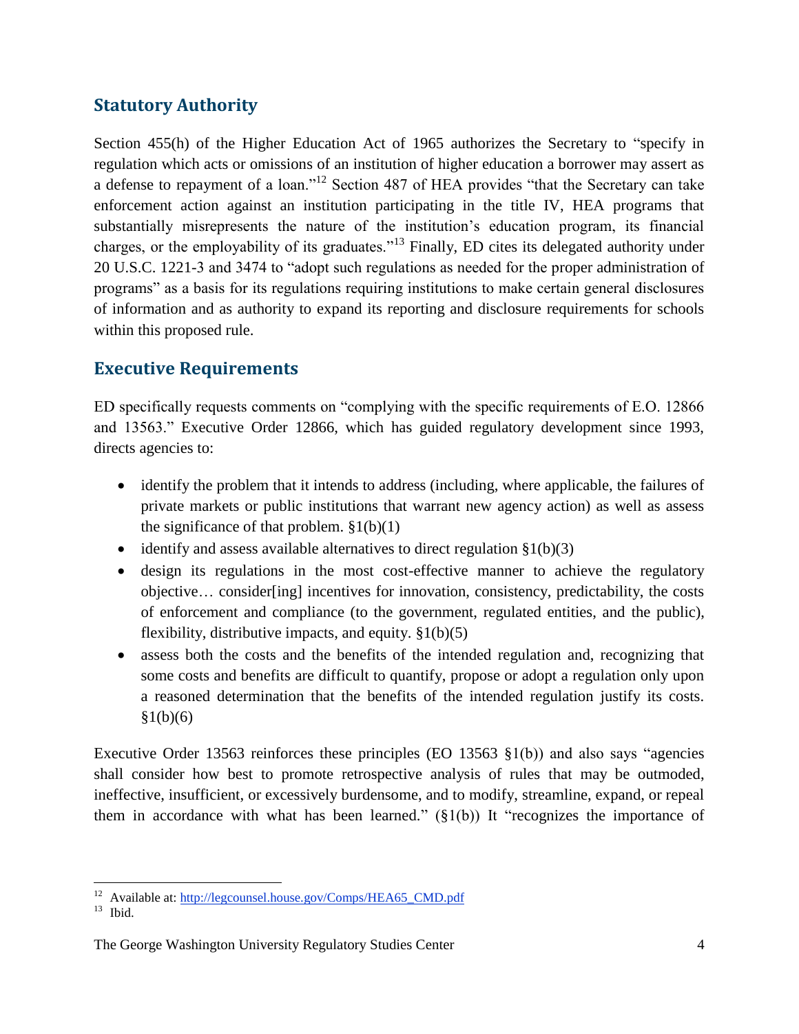## Statutory Authority

Section 455(h) of the Higher Education Act of 1965 authorizes the Secretary to "specify in regulation which acts or omissions of an institution of higher education a borrower may assert as a defense to repayment of a loan."[12] Section 487 of HEA provides "that the Secretary can take enforcement action against an institution participating in the title IV, HEA programs that substantially misrepresents the nature of the institution's education program, its financial charges, or the employability of its graduates."[13] Finally, ED cites its delegated authority under 20 U.S.C. 1221-3 and 3474 to "adopt such regulations as needed for the proper administration of programs" as a basis for its regulations requiring institutions to make certain general disclosures of information and as authority to expand its reporting and disclosure requirements for schools within this proposed rule.

## Executive Requirements

ED specifically requests comments on "complying with the specific requirements of E.O. 12866 and 13563." Executive Order 12866, which has guided regulatory development since 1993, directs agencies to:

- identify the problem that it intends to address (including, where applicable, the failures of private markets or public institutions that warrant new agency action) as well as assess the significance of that problem. §1(b)(1)
- identify and assess available alternatives to direct regulation §1(b)(3)
- design its regulations in the most cost-effective manner to achieve the regulatory objective… consider[ing] incentives for innovation, consistency, predictability, the costs of enforcement and compliance (to the government, regulated entities, and the public), flexibility, distributive impacts, and equity. §1(b)(5)
- assess both the costs and the benefits of the intended regulation and, recognizing that some costs and benefits are difficult to quantify, propose or adopt a regulation only upon a reasoned determination that the benefits of the intended regulation justify its costs. §1(b)(6)

Executive Order 13563 reinforces these principles (EO 13563 §1(b)) and also says "agencies shall consider how best to promote retrospective analysis of rules that may be outmoded, ineffective, insufficient, or excessively burdensome, and to modify, streamline, expand, or repeal them in accordance with what has been learned." (§1(b)) It "recognizes the importance of

[12] Available at: http://legcounsel.house.gov/Comps/HEA65_CMD.pdf

[13] Ibid.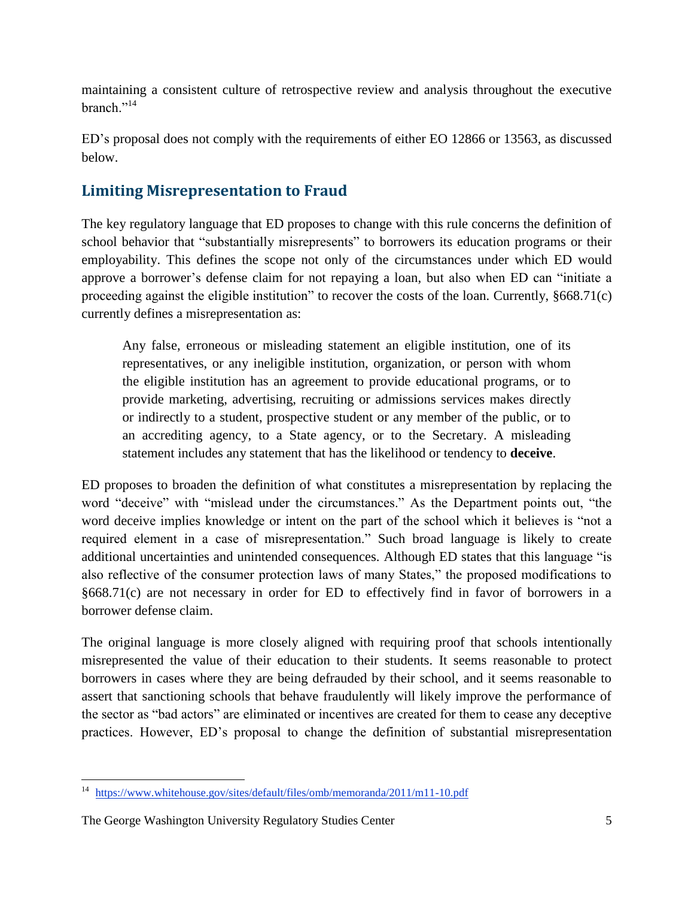maintaining a consistent culture of retrospective review and analysis throughout the executive branch."[14]

ED's proposal does not comply with the requirements of either EO 12866 or 13563, as discussed below.

## Limiting Misrepresentation to Fraud

The key regulatory language that ED proposes to change with this rule concerns the definition of school behavior that "substantially misrepresents" to borrowers its education programs or their employability. This defines the scope not only of the circumstances under which ED would approve a borrower's defense claim for not repaying a loan, but also when ED can "initiate a proceeding against the eligible institution" to recover the costs of the loan. Currently, §668.71(c) currently defines a misrepresentation as:

> Any false, erroneous or misleading statement an eligible institution, one of its representatives, or any ineligible institution, organization, or person with whom the eligible institution has an agreement to provide educational programs, or to provide marketing, advertising, recruiting or admissions services makes directly or indirectly to a student, prospective student or any member of the public, or to an accrediting agency, to a State agency, or to the Secretary. A misleading statement includes any statement that has the likelihood or tendency to **deceive**.

ED proposes to broaden the definition of what constitutes a misrepresentation by replacing the word "deceive" with "mislead under the circumstances." As the Department points out, "the word deceive implies knowledge or intent on the part of the school which it believes is "not a required element in a case of misrepresentation." Such broad language is likely to create additional uncertainties and unintended consequences. Although ED states that this language "is also reflective of the consumer protection laws of many States," the proposed modifications to §668.71(c) are not necessary in order for ED to effectively find in favor of borrowers in a borrower defense claim.

The original language is more closely aligned with requiring proof that schools intentionally misrepresented the value of their education to their students. It seems reasonable to protect borrowers in cases where they are being defrauded by their school, and it seems reasonable to assert that sanctioning schools that behave fraudulently will likely improve the performance of the sector as "bad actors" are eliminated or incentives are created for them to cease any deceptive practices. However, ED's proposal to change the definition of substantial misrepresentation

[14] https://www.whitehouse.gov/sites/default/files/omb/memoranda/2011/m11-10.pdf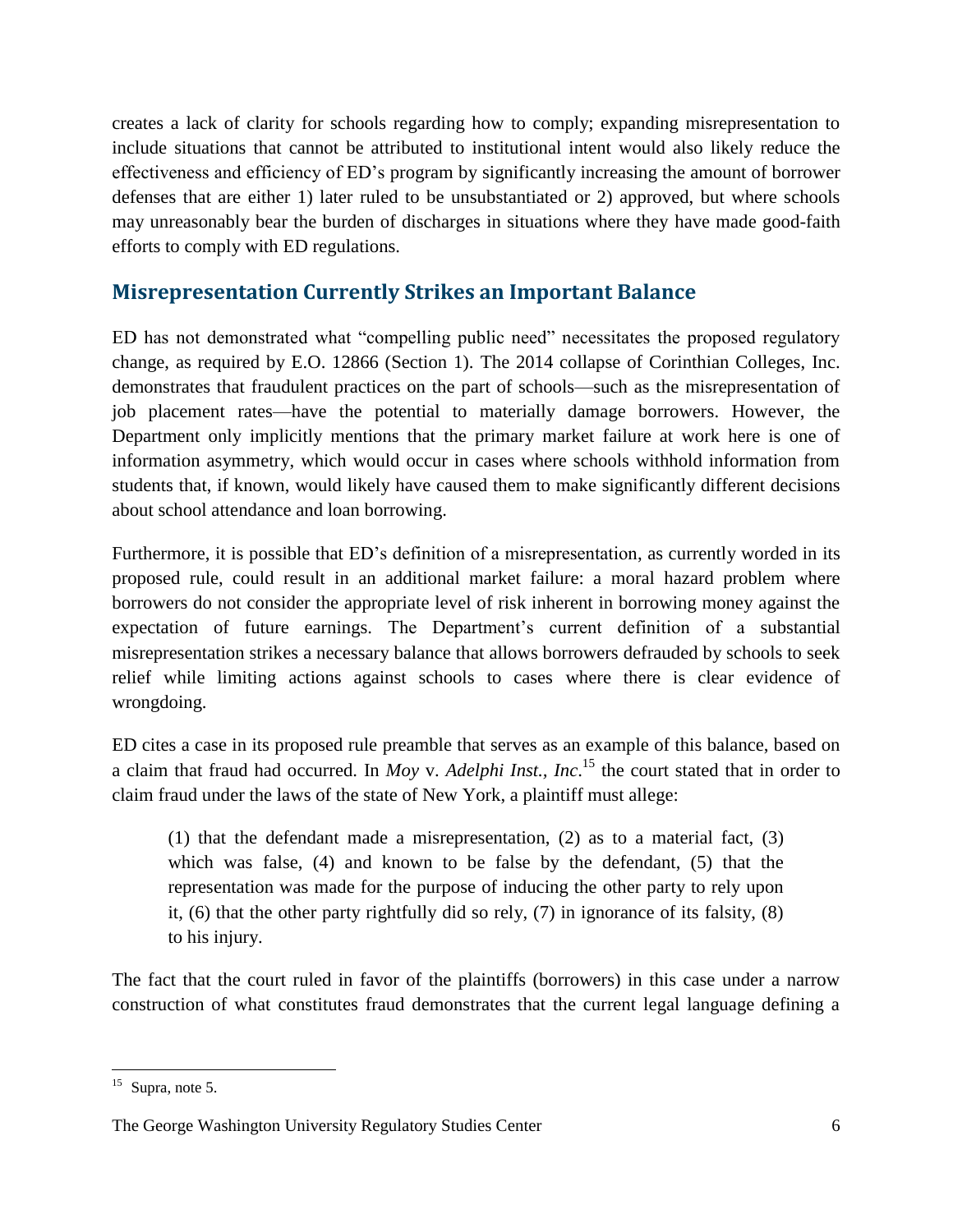creates a lack of clarity for schools regarding how to comply; expanding misrepresentation to include situations that cannot be attributed to institutional intent would also likely reduce the effectiveness and efficiency of ED's program by significantly increasing the amount of borrower defenses that are either 1) later ruled to be unsubstantiated or 2) approved, but where schools may unreasonably bear the burden of discharges in situations where they have made good-faith efforts to comply with ED regulations.

## Misrepresentation Currently Strikes an Important Balance

ED has not demonstrated what "compelling public need" necessitates the proposed regulatory change, as required by E.O. 12866 (Section 1). The 2014 collapse of Corinthian Colleges, Inc. demonstrates that fraudulent practices on the part of schools—such as the misrepresentation of job placement rates—have the potential to materially damage borrowers. However, the Department only implicitly mentions that the primary market failure at work here is one of information asymmetry, which would occur in cases where schools withhold information from students that, if known, would likely have caused them to make significantly different decisions about school attendance and loan borrowing.

Furthermore, it is possible that ED's definition of a misrepresentation, as currently worded in its proposed rule, could result in an additional market failure: a moral hazard problem where borrowers do not consider the appropriate level of risk inherent in borrowing money against the expectation of future earnings. The Department's current definition of a substantial misrepresentation strikes a necessary balance that allows borrowers defrauded by schools to seek relief while limiting actions against schools to cases where there is clear evidence of wrongdoing.

ED cites a case in its proposed rule preamble that serves as an example of this balance, based on a claim that fraud had occurred. In *Moy* v. *Adelphi Inst., Inc*.[15] the court stated that in order to claim fraud under the laws of the state of New York, a plaintiff must allege:

> (1) that the defendant made a misrepresentation, (2) as to a material fact, (3) which was false, (4) and known to be false by the defendant, (5) that the representation was made for the purpose of inducing the other party to rely upon it, (6) that the other party rightfully did so rely, (7) in ignorance of its falsity, (8) to his injury.

The fact that the court ruled in favor of the plaintiffs (borrowers) in this case under a narrow construction of what constitutes fraud demonstrates that the current legal language defining a

---

[15] Supra, note 5.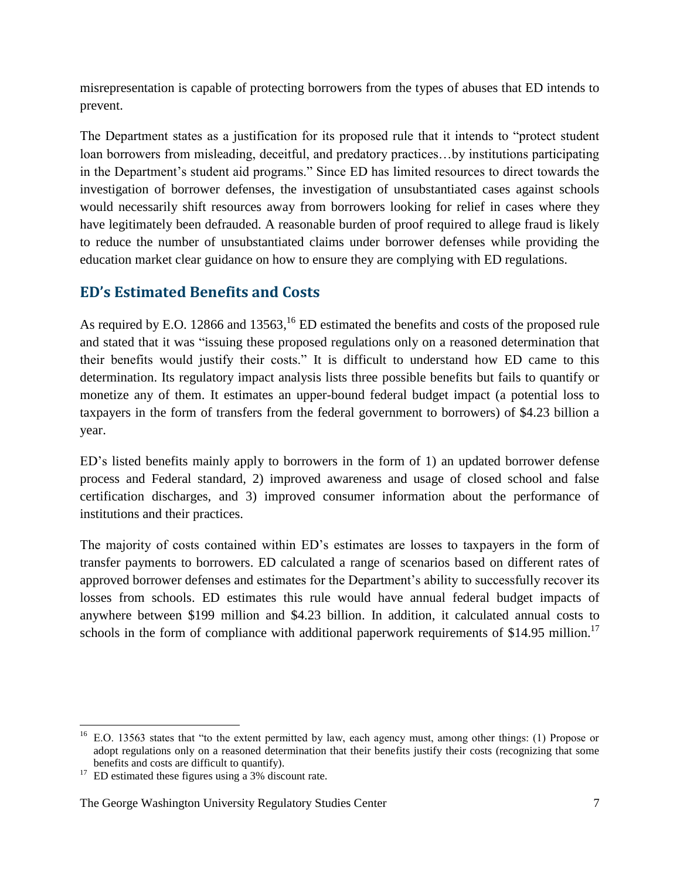misrepresentation is capable of protecting borrowers from the types of abuses that ED intends to prevent.

The Department states as a justification for its proposed rule that it intends to "protect student loan borrowers from misleading, deceitful, and predatory practices…by institutions participating in the Department's student aid programs." Since ED has limited resources to direct towards the investigation of borrower defenses, the investigation of unsubstantiated cases against schools would necessarily shift resources away from borrowers looking for relief in cases where they have legitimately been defrauded. A reasonable burden of proof required to allege fraud is likely to reduce the number of unsubstantiated claims under borrower defenses while providing the education market clear guidance on how to ensure they are complying with ED regulations.

## ED's Estimated Benefits and Costs

As required by E.O. 12866 and 13563,[16] ED estimated the benefits and costs of the proposed rule and stated that it was "issuing these proposed regulations only on a reasoned determination that their benefits would justify their costs." It is difficult to understand how ED came to this determination. Its regulatory impact analysis lists three possible benefits but fails to quantify or monetize any of them. It estimates an upper-bound federal budget impact (a potential loss to taxpayers in the form of transfers from the federal government to borrowers) of $4.23 billion a year.

ED's listed benefits mainly apply to borrowers in the form of 1) an updated borrower defense process and Federal standard, 2) improved awareness and usage of closed school and false certification discharges, and 3) improved consumer information about the performance of institutions and their practices.

The majority of costs contained within ED's estimates are losses to taxpayers in the form of transfer payments to borrowers. ED calculated a range of scenarios based on different rates of approved borrower defenses and estimates for the Department's ability to successfully recover its losses from schools. ED estimates this rule would have annual federal budget impacts of anywhere between $199 million and $4.23 billion. In addition, it calculated annual costs to schools in the form of compliance with additional paperwork requirements of $14.95 million.[17]

---

[16] E.O. 13563 states that "to the extent permitted by law, each agency must, among other things: (1) Propose or adopt regulations only on a reasoned determination that their benefits justify their costs (recognizing that some benefits and costs are difficult to quantify).

[17] ED estimated these figures using a 3% discount rate.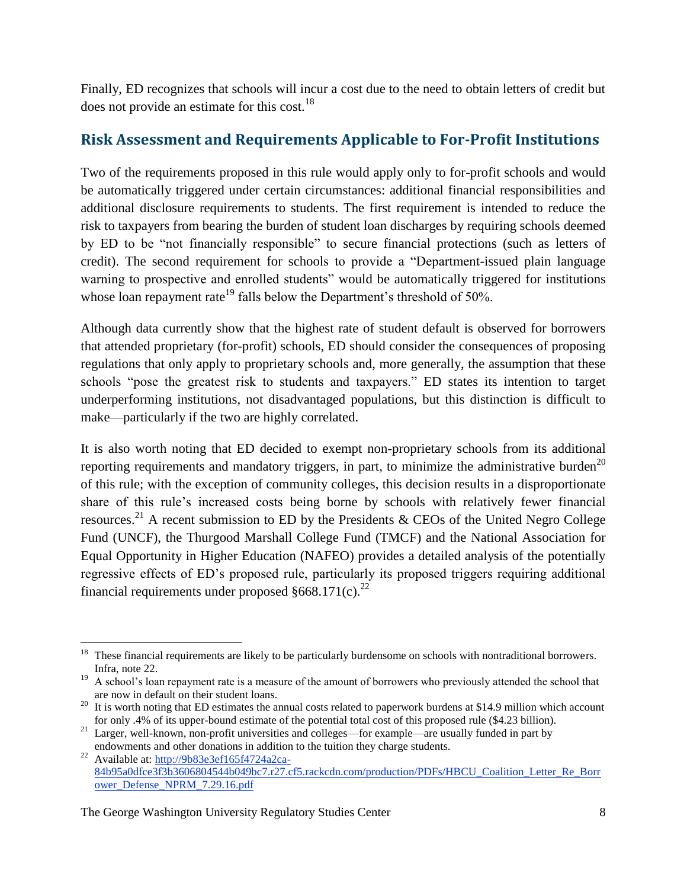Finally, ED recognizes that schools will incur a cost due to the need to obtain letters of credit but does not provide an estimate for this cost.[18]

## Risk Assessment and Requirements Applicable to For-Profit Institutions

Two of the requirements proposed in this rule would apply only to for-profit schools and would be automatically triggered under certain circumstances: additional financial responsibilities and additional disclosure requirements to students. The first requirement is intended to reduce the risk to taxpayers from bearing the burden of student loan discharges by requiring schools deemed by ED to be "not financially responsible" to secure financial protections (such as letters of credit). The second requirement for schools to provide a "Department-issued plain language warning to prospective and enrolled students" would be automatically triggered for institutions whose loan repayment rate[19] falls below the Department's threshold of 50%.

Although data currently show that the highest rate of student default is observed for borrowers that attended proprietary (for-profit) schools, ED should consider the consequences of proposing regulations that only apply to proprietary schools and, more generally, the assumption that these schools "pose the greatest risk to students and taxpayers." ED states its intention to target underperforming institutions, not disadvantaged populations, but this distinction is difficult to make—particularly if the two are highly correlated.

It is also worth noting that ED decided to exempt non-proprietary schools from its additional reporting requirements and mandatory triggers, in part, to minimize the administrative burden[20] of this rule; with the exception of community colleges, this decision results in a disproportionate share of this rule's increased costs being borne by schools with relatively fewer financial resources.[21] A recent submission to ED by the Presidents & CEOs of the United Negro College Fund (UNCF), the Thurgood Marshall College Fund (TMCF) and the National Association for Equal Opportunity in Higher Education (NAFEO) provides a detailed analysis of the potentially regressive effects of ED's proposed rule, particularly its proposed triggers requiring additional financial requirements under proposed §668.171(c).[22]

---

[18] These financial requirements are likely to be particularly burdensome on schools with nontraditional borrowers. Infra, note 22.

[19] A school's loan repayment rate is a measure of the amount of borrowers who previously attended the school that are now in default on their student loans.

[20] It is worth noting that ED estimates the annual costs related to paperwork burdens at $14.9 million which account for only .4% of its upper-bound estimate of the potential total cost of this proposed rule ($4.23 billion).

[21] Larger, well-known, non-profit universities and colleges—for example—are usually funded in part by endowments and other donations in addition to the tuition they charge students.

[22] Available at: [http://9b83e3ef165f4724a2ca-84b95a0dfce3f3b3606804544b049bc7.r27.cf5.rackcdn.com/production/PDFs/HBCU_Coalition_Letter_Re_Borrower_Defense_NPRM_7.29.16.pdf](http://9b83e3ef165f4724a2ca-84b95a0dfce3f3b3606804544b049bc7.r27.cf5.rackcdn.com/production/PDFs/HBCU_Coalition_Letter_Re_Borrower_Defense_NPRM_7.29.16.pdf)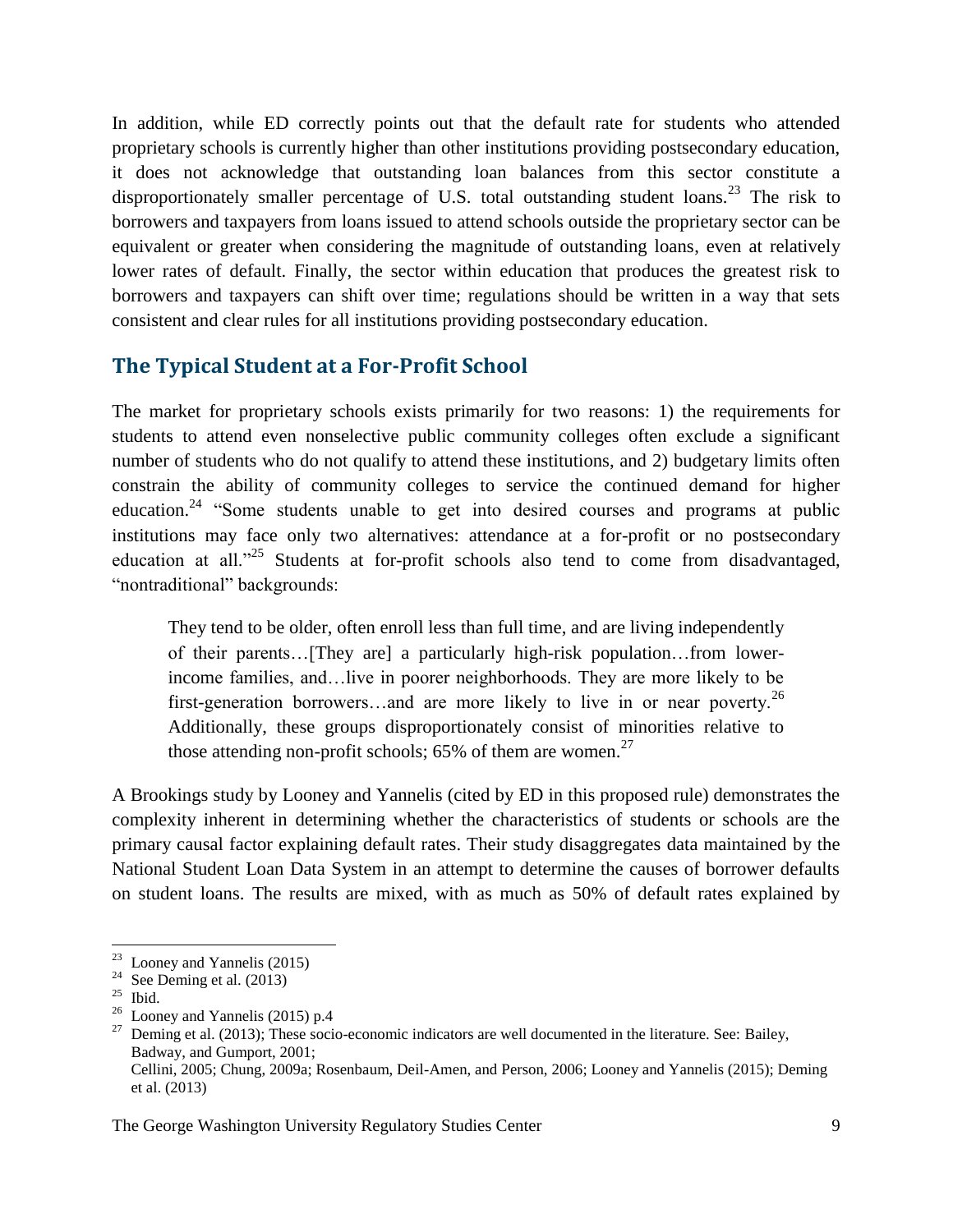In addition, while ED correctly points out that the default rate for students who attended proprietary schools is currently higher than other institutions providing postsecondary education, it does not acknowledge that outstanding loan balances from this sector constitute a disproportionately smaller percentage of U.S. total outstanding student loans.[23] The risk to borrowers and taxpayers from loans issued to attend schools outside the proprietary sector can be equivalent or greater when considering the magnitude of outstanding loans, even at relatively lower rates of default. Finally, the sector within education that produces the greatest risk to borrowers and taxpayers can shift over time; regulations should be written in a way that sets consistent and clear rules for all institutions providing postsecondary education.

## The Typical Student at a For-Profit School

The market for proprietary schools exists primarily for two reasons: 1) the requirements for students to attend even nonselective public community colleges often exclude a significant number of students who do not qualify to attend these institutions, and 2) budgetary limits often constrain the ability of community colleges to service the continued demand for higher education.[24] "Some students unable to get into desired courses and programs at public institutions may face only two alternatives: attendance at a for-profit or no postsecondary education at all."[25] Students at for-profit schools also tend to come from disadvantaged, "nontraditional" backgrounds:

> They tend to be older, often enroll less than full time, and are living independently of their parents…[They are] a particularly high-risk population…from lower-income families, and…live in poorer neighborhoods. They are more likely to be first-generation borrowers…and are more likely to live in or near poverty.[26] Additionally, these groups disproportionately consist of minorities relative to those attending non-profit schools; 65% of them are women.[27]

A Brookings study by Looney and Yannelis (cited by ED in this proposed rule) demonstrates the complexity inherent in determining whether the characteristics of students or schools are the primary causal factor explaining default rates. Their study disaggregates data maintained by the National Student Loan Data System in an attempt to determine the causes of borrower defaults on student loans. The results are mixed, with as much as 50% of default rates explained by

---

[23] Looney and Yannelis (2015)

[24] See Deming et al. (2013)

[25] Ibid.

[26] Looney and Yannelis (2015) p.4

[27] Deming et al. (2013); These socio-economic indicators are well documented in the literature. See: Bailey, Badway, and Gumport, 2001; Cellini, 2005; Chung, 2009a; Rosenbaum, Deil-Amen, and Person, 2006; Looney and Yannelis (2015); Deming et al. (2013)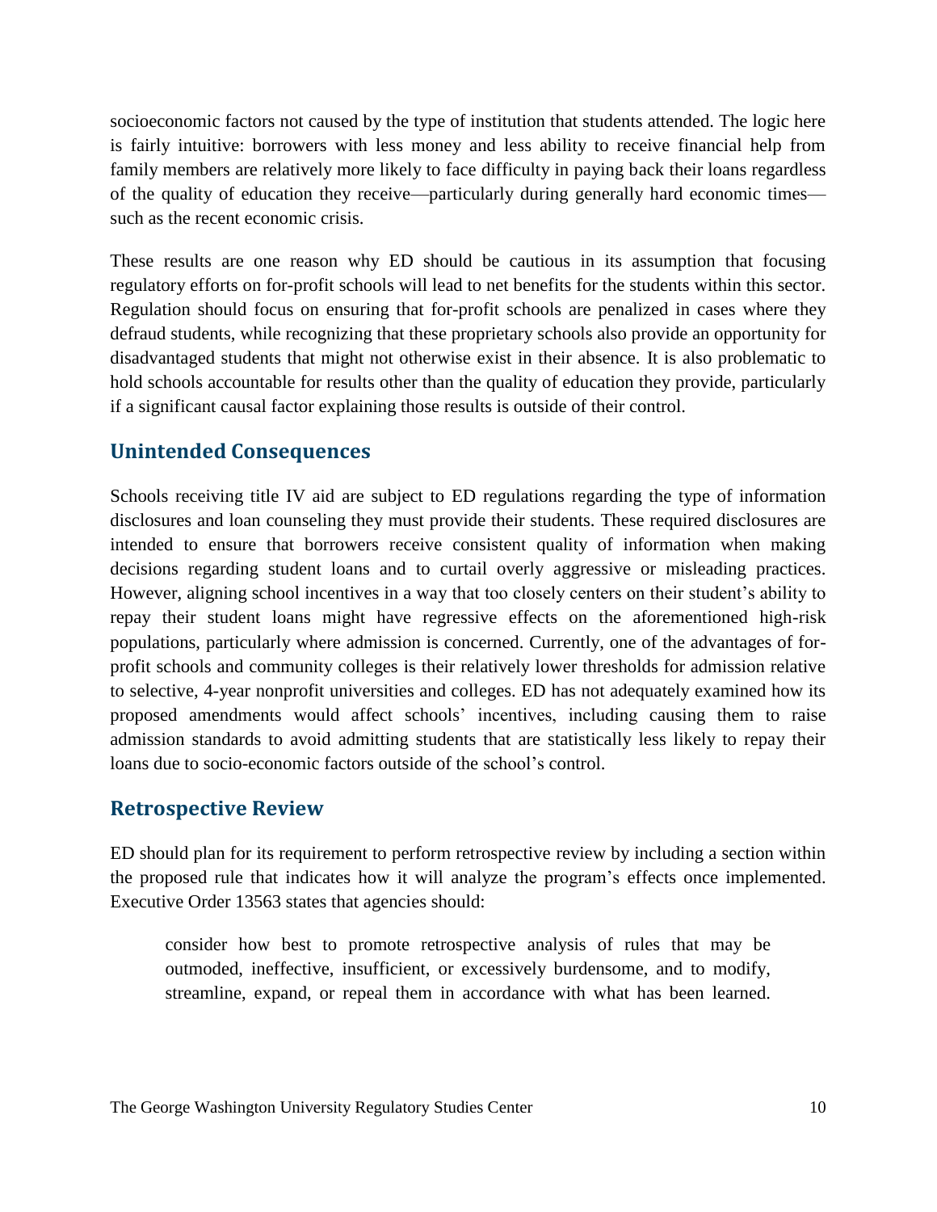socioeconomic factors not caused by the type of institution that students attended. The logic here is fairly intuitive: borrowers with less money and less ability to receive financial help from family members are relatively more likely to face difficulty in paying back their loans regardless of the quality of education they receive—particularly during generally hard economic times—such as the recent economic crisis.

These results are one reason why ED should be cautious in its assumption that focusing regulatory efforts on for-profit schools will lead to net benefits for the students within this sector. Regulation should focus on ensuring that for-profit schools are penalized in cases where they defraud students, while recognizing that these proprietary schools also provide an opportunity for disadvantaged students that might not otherwise exist in their absence. It is also problematic to hold schools accountable for results other than the quality of education they provide, particularly if a significant causal factor explaining those results is outside of their control.

## Unintended Consequences

Schools receiving title IV aid are subject to ED regulations regarding the type of information disclosures and loan counseling they must provide their students. These required disclosures are intended to ensure that borrowers receive consistent quality of information when making decisions regarding student loans and to curtail overly aggressive or misleading practices. However, aligning school incentives in a way that too closely centers on their student's ability to repay their student loans might have regressive effects on the aforementioned high-risk populations, particularly where admission is concerned. Currently, one of the advantages of for-profit schools and community colleges is their relatively lower thresholds for admission relative to selective, 4-year nonprofit universities and colleges. ED has not adequately examined how its proposed amendments would affect schools' incentives, including causing them to raise admission standards to avoid admitting students that are statistically less likely to repay their loans due to socio-economic factors outside of the school's control.

## Retrospective Review

ED should plan for its requirement to perform retrospective review by including a section within the proposed rule that indicates how it will analyze the program's effects once implemented. Executive Order 13563 states that agencies should:

> consider how best to promote retrospective analysis of rules that may be outmoded, ineffective, insufficient, or excessively burdensome, and to modify, streamline, expand, or repeal them in accordance with what has been learned.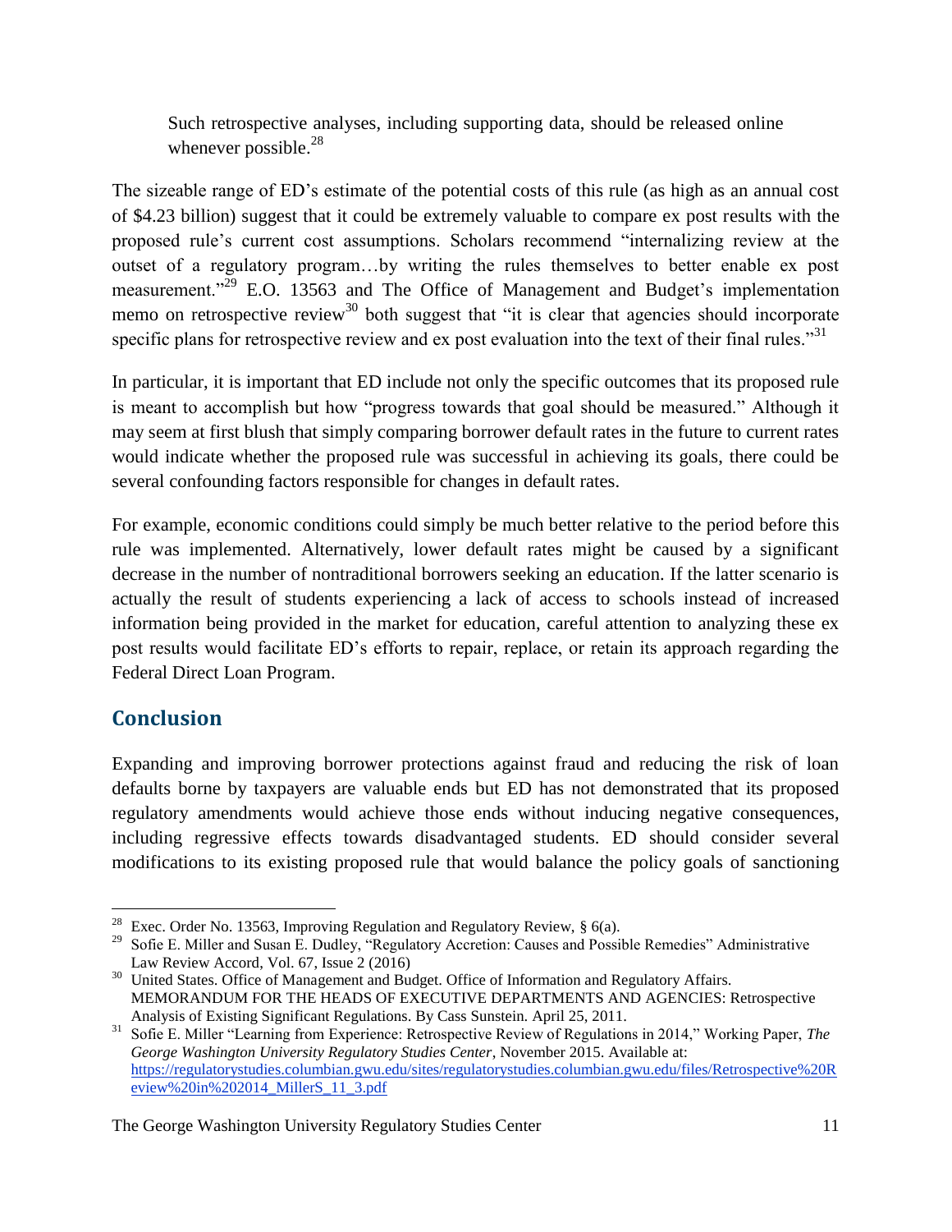> Such retrospective analyses, including supporting data, should be released online whenever possible.[28]

The sizeable range of ED's estimate of the potential costs of this rule (as high as an annual cost of $4.23 billion) suggest that it could be extremely valuable to compare ex post results with the proposed rule's current cost assumptions. Scholars recommend "internalizing review at the outset of a regulatory program…by writing the rules themselves to better enable ex post measurement."[29] E.O. 13563 and The Office of Management and Budget's implementation memo on retrospective review[30] both suggest that "it is clear that agencies should incorporate specific plans for retrospective review and ex post evaluation into the text of their final rules."[31]

In particular, it is important that ED include not only the specific outcomes that its proposed rule is meant to accomplish but how "progress towards that goal should be measured." Although it may seem at first blush that simply comparing borrower default rates in the future to current rates would indicate whether the proposed rule was successful in achieving its goals, there could be several confounding factors responsible for changes in default rates.

For example, economic conditions could simply be much better relative to the period before this rule was implemented. Alternatively, lower default rates might be caused by a significant decrease in the number of nontraditional borrowers seeking an education. If the latter scenario is actually the result of students experiencing a lack of access to schools instead of increased information being provided in the market for education, careful attention to analyzing these ex post results would facilitate ED's efforts to repair, replace, or retain its approach regarding the Federal Direct Loan Program.

## Conclusion

Expanding and improving borrower protections against fraud and reducing the risk of loan defaults borne by taxpayers are valuable ends but ED has not demonstrated that its proposed regulatory amendments would achieve those ends without inducing negative consequences, including regressive effects towards disadvantaged students. ED should consider several modifications to its existing proposed rule that would balance the policy goals of sanctioning

---

[28] Exec. Order No. 13563, Improving Regulation and Regulatory Review, § 6(a).

[29] Sofie E. Miller and Susan E. Dudley, "Regulatory Accretion: Causes and Possible Remedies" Administrative Law Review Accord, Vol. 67, Issue 2 (2016)

[30] United States. Office of Management and Budget. Office of Information and Regulatory Affairs. MEMORANDUM FOR THE HEADS OF EXECUTIVE DEPARTMENTS AND AGENCIES: Retrospective Analysis of Existing Significant Regulations. By Cass Sunstein. April 25, 2011.

[31] Sofie E. Miller "Learning from Experience: Retrospective Review of Regulations in 2014," Working Paper, *The George Washington University Regulatory Studies Center*, November 2015. Available at: https://regulatorystudies.columbian.gwu.edu/sites/regulatorystudies.columbian.gwu.edu/files/Retrospective%20Review%20in%202014_MillerS_11_3.pdf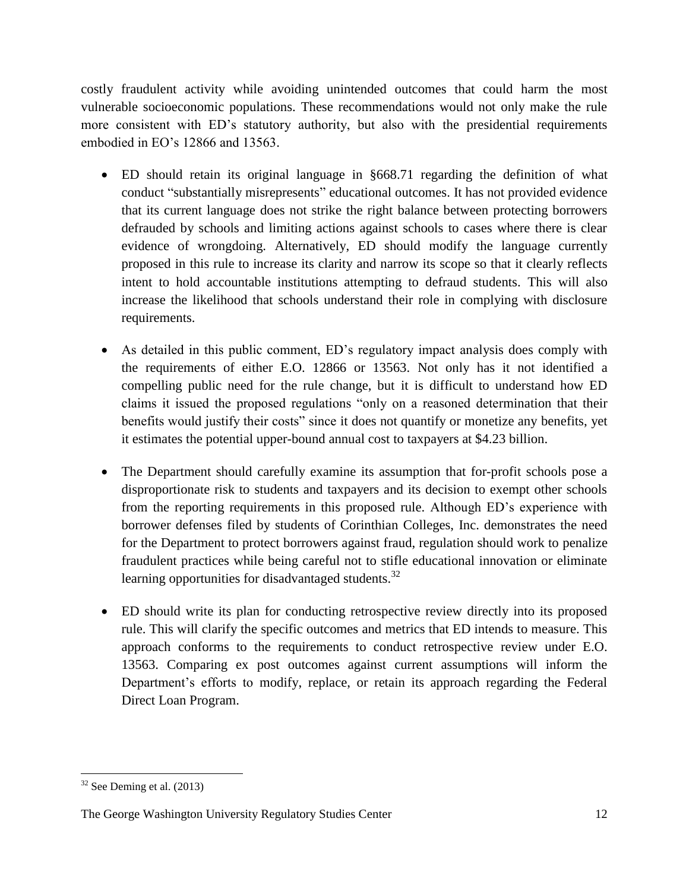costly fraudulent activity while avoiding unintended outcomes that could harm the most vulnerable socioeconomic populations. These recommendations would not only make the rule more consistent with ED's statutory authority, but also with the presidential requirements embodied in EO's 12866 and 13563.

- ED should retain its original language in §668.71 regarding the definition of what conduct "substantially misrepresents" educational outcomes. It has not provided evidence that its current language does not strike the right balance between protecting borrowers defrauded by schools and limiting actions against schools to cases where there is clear evidence of wrongdoing. Alternatively, ED should modify the language currently proposed in this rule to increase its clarity and narrow its scope so that it clearly reflects intent to hold accountable institutions attempting to defraud students. This will also increase the likelihood that schools understand their role in complying with disclosure requirements.

- As detailed in this public comment, ED's regulatory impact analysis does comply with the requirements of either E.O. 12866 or 13563. Not only has it not identified a compelling public need for the rule change, but it is difficult to understand how ED claims it issued the proposed regulations "only on a reasoned determination that their benefits would justify their costs" since it does not quantify or monetize any benefits, yet it estimates the potential upper-bound annual cost to taxpayers at $4.23 billion.

- The Department should carefully examine its assumption that for-profit schools pose a disproportionate risk to students and taxpayers and its decision to exempt other schools from the reporting requirements in this proposed rule. Although ED's experience with borrower defenses filed by students of Corinthian Colleges, Inc. demonstrates the need for the Department to protect borrowers against fraud, regulation should work to penalize fraudulent practices while being careful not to stifle educational innovation or eliminate learning opportunities for disadvantaged students.[32]

- ED should write its plan for conducting retrospective review directly into its proposed rule. This will clarify the specific outcomes and metrics that ED intends to measure. This approach conforms to the requirements to conduct retrospective review under E.O. 13563. Comparing ex post outcomes against current assumptions will inform the Department's efforts to modify, replace, or retain its approach regarding the Federal Direct Loan Program.

[32] See Deming et al. (2013)